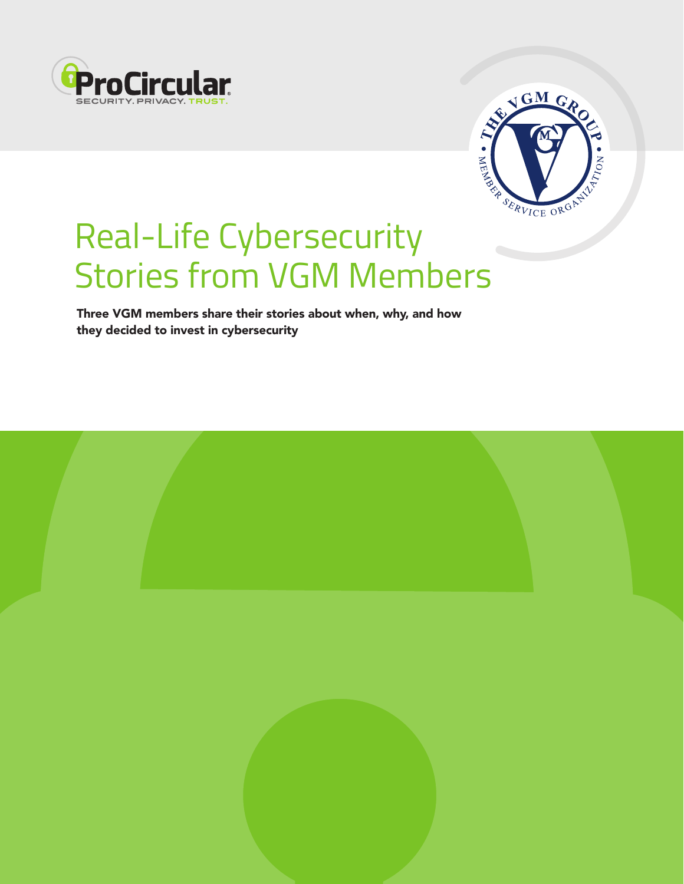# Real-Life Cybersecurity Stories from VGM Members

**Three VGM members share their stories about when, why, and how they decided to invest in cybersecurity**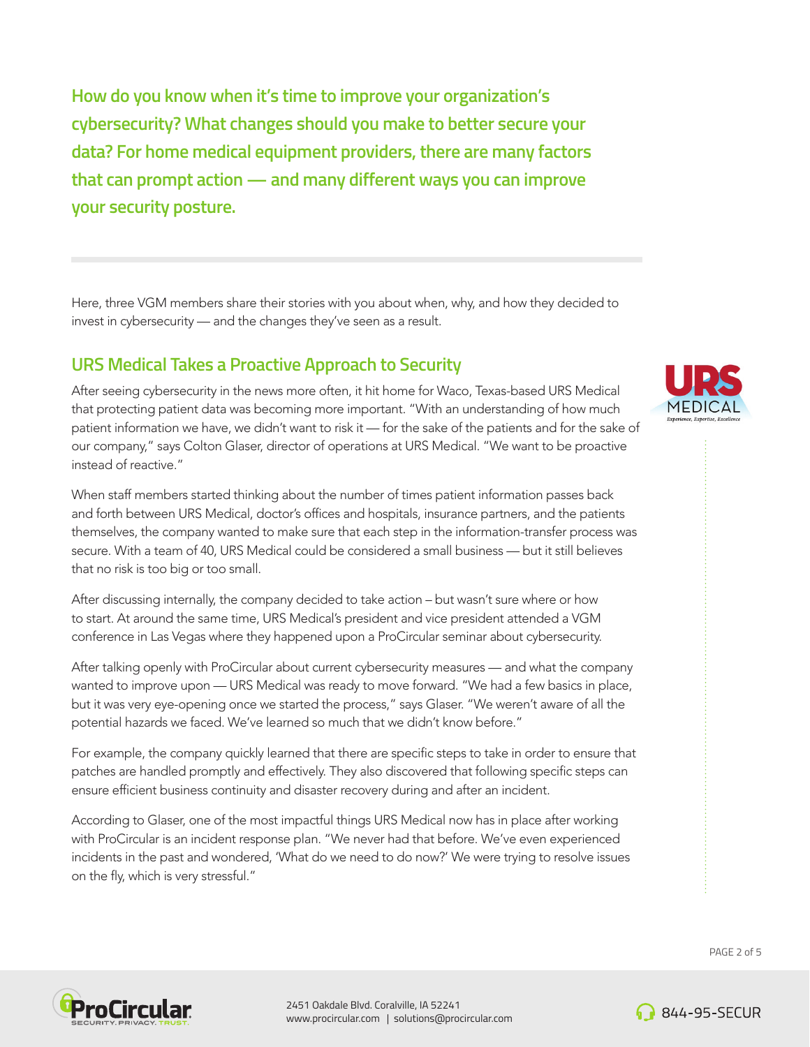**How do you know when it's time to improve your organization's cybersecurity? What changes should you make to better secure your data? For home medical equipment providers, there are many factors that can prompt action — and many different ways you can improve your security posture.**

Here, three VGM members share their stories with you about when, why, and how they decided to invest in cybersecurity — and the changes they've seen as a result.

## URS Medical Takes a Proactive Approach to Security

After seeing cybersecurity in the news more often, it hit home for Waco, Texas-based URS Medical that protecting patient data was becoming more important. "With an understanding of how much patient information we have, we didn't want to risk it — for the sake of the patients and for the sake of our company," says Colton Glaser, director of operations at URS Medical. "We want to be proactive instead of reactive."

When staff members started thinking about the number of times patient information passes back and forth between URS Medical, doctor's offices and hospitals, insurance partners, and the patients themselves, the company wanted to make sure that each step in the information-transfer process was secure. With a team of 40, URS Medical could be considered a small business — but it still believes that no risk is too big or too small.

After discussing internally, the company decided to take action – but wasn't sure where or how to start. At around the same time, URS Medical's president and vice president attended a VGM conference in Las Vegas where they happened upon a ProCircular seminar about cybersecurity.

After talking openly with ProCircular about current cybersecurity measures — and what the company wanted to improve upon — URS Medical was ready to move forward. "We had a few basics in place, but it was very eye-opening once we started the process," says Glaser. "We weren't aware of all the potential hazards we faced. We've learned so much that we didn't know before."

For example, the company quickly learned that there are specific steps to take in order to ensure that patches are handled promptly and effectively. They also discovered that following specific steps can ensure efficient business continuity and disaster recovery during and after an incident.

According to Glaser, one of the most impactful things URS Medical now has in place after working with ProCircular is an incident response plan. "We never had that before. We've even experienced incidents in the past and wondered, 'What do we need to do now?' We were trying to resolve issues on the fly, which is very stressful."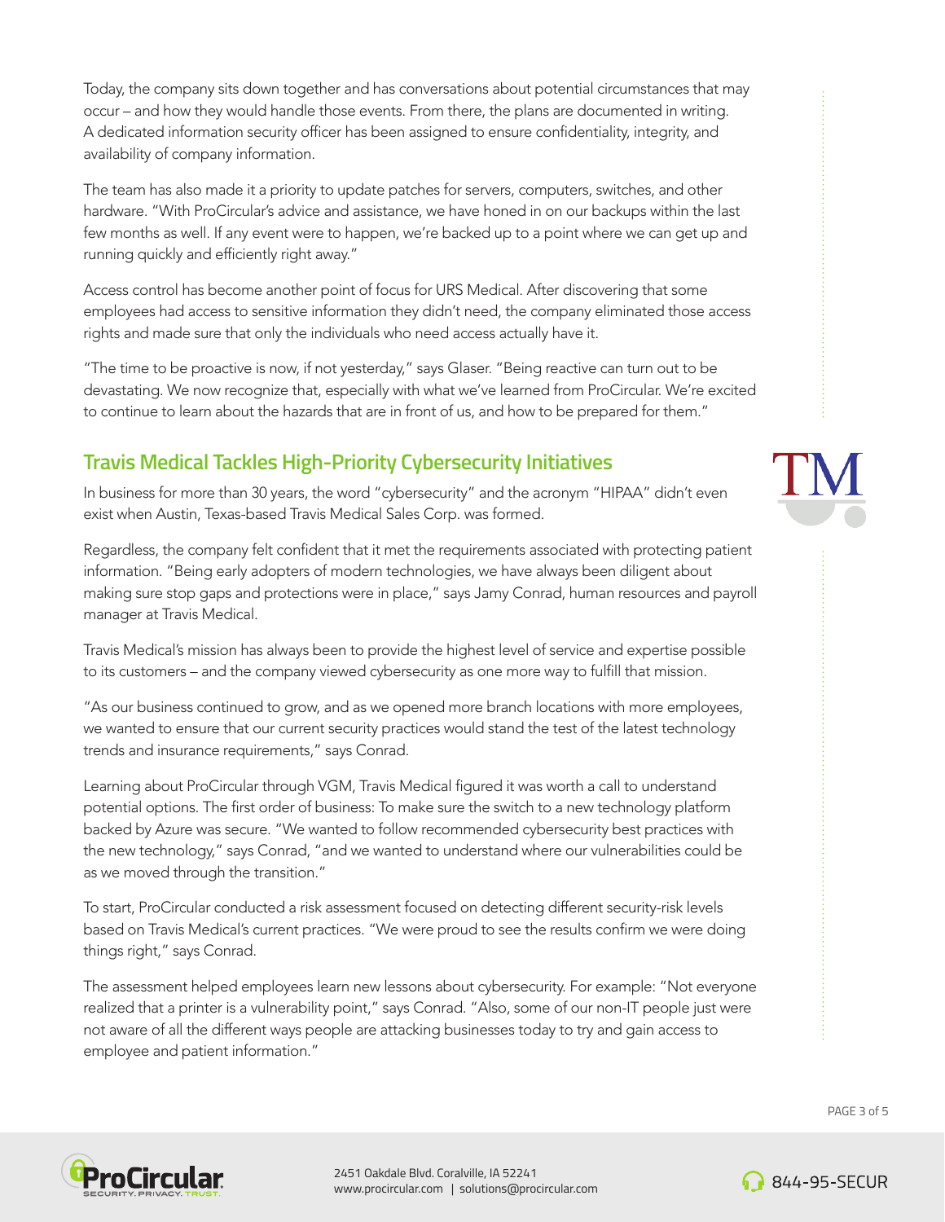Today, the company sits down together and has conversations about potential circumstances that may occur – and how they would handle those events. From there, the plans are documented in writing. A dedicated information security officer has been assigned to ensure confidentiality, integrity, and availability of company information.

The team has also made it a priority to update patches for servers, computers, switches, and other hardware. "With ProCircular's advice and assistance, we have honed in on our backups within the last few months as well. If any event were to happen, we're backed up to a point where we can get up and running quickly and efficiently right away."

Access control has become another point of focus for URS Medical. After discovering that some employees had access to sensitive information they didn't need, the company eliminated those access rights and made sure that only the individuals who need access actually have it.

"The time to be proactive is now, if not yesterday," says Glaser. "Being reactive can turn out to be devastating. We now recognize that, especially with what we've learned from ProCircular. We're excited to continue to learn about the hazards that are in front of us, and how to be prepared for them."

## Travis Medical Tackles High-Priority Cybersecurity Initiatives

In business for more than 30 years, the word "cybersecurity" and the acronym "HIPAA" didn't even exist when Austin, Texas-based Travis Medical Sales Corp. was formed.

Regardless, the company felt confident that it met the requirements associated with protecting patient information. "Being early adopters of modern technologies, we have always been diligent about making sure stop gaps and protections were in place," says Jamy Conrad, human resources and payroll manager at Travis Medical.

Travis Medical's mission has always been to provide the highest level of service and expertise possible to its customers – and the company viewed cybersecurity as one more way to fulfill that mission.

"As our business continued to grow, and as we opened more branch locations with more employees, we wanted to ensure that our current security practices would stand the test of the latest technology trends and insurance requirements," says Conrad.

Learning about ProCircular through VGM, Travis Medical figured it was worth a call to understand potential options. The first order of business: To make sure the switch to a new technology platform backed by Azure was secure. "We wanted to follow recommended cybersecurity best practices with the new technology," says Conrad, "and we wanted to understand where our vulnerabilities could be as we moved through the transition."

To start, ProCircular conducted a risk assessment focused on detecting different security-risk levels based on Travis Medical's current practices. "We were proud to see the results confirm we were doing things right," says Conrad.

The assessment helped employees learn new lessons about cybersecurity. For example: "Not everyone realized that a printer is a vulnerability point," says Conrad. "Also, some of our non-IT people just were not aware of all the different ways people are attacking businesses today to try and gain access to employee and patient information."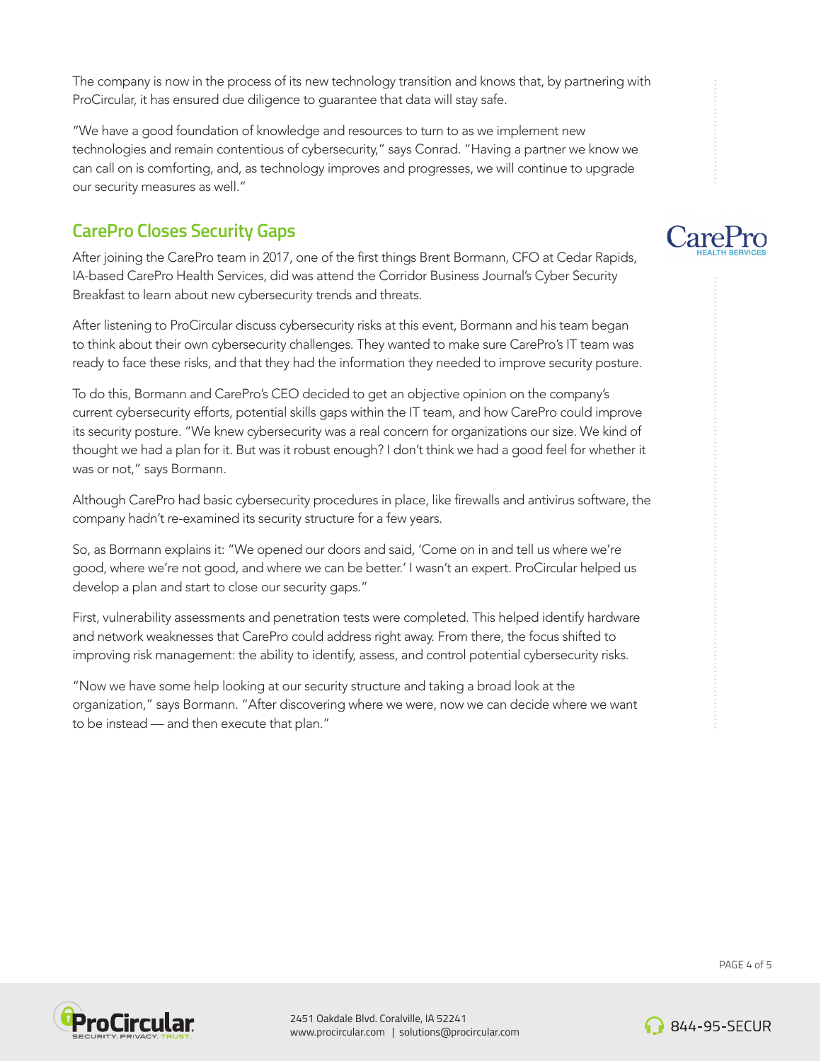The company is now in the process of its new technology transition and knows that, by partnering with ProCircular, it has ensured due diligence to guarantee that data will stay safe.

"We have a good foundation of knowledge and resources to turn to as we implement new technologies and remain contentious of cybersecurity," says Conrad. "Having a partner we know we can call on is comforting, and, as technology improves and progresses, we will continue to upgrade our security measures as well."

## CarePro Closes Security Gaps

After joining the CarePro team in 2017, one of the first things Brent Bormann, CFO at Cedar Rapids, IA-based CarePro Health Services, did was attend the Corridor Business Journal's Cyber Security Breakfast to learn about new cybersecurity trends and threats.

After listening to ProCircular discuss cybersecurity risks at this event, Bormann and his team began to think about their own cybersecurity challenges. They wanted to make sure CarePro's IT team was ready to face these risks, and that they had the information they needed to improve security posture.

To do this, Bormann and CarePro's CEO decided to get an objective opinion on the company's current cybersecurity efforts, potential skills gaps within the IT team, and how CarePro could improve its security posture. "We knew cybersecurity was a real concern for organizations our size. We kind of thought we had a plan for it. But was it robust enough? I don't think we had a good feel for whether it was or not," says Bormann.

Although CarePro had basic cybersecurity procedures in place, like firewalls and antivirus software, the company hadn't re-examined its security structure for a few years.

So, as Bormann explains it: "We opened our doors and said, 'Come on in and tell us where we're good, where we're not good, and where we can be better.' I wasn't an expert. ProCircular helped us develop a plan and start to close our security gaps."

First, vulnerability assessments and penetration tests were completed. This helped identify hardware and network weaknesses that CarePro could address right away. From there, the focus shifted to improving risk management: the ability to identify, assess, and control potential cybersecurity risks.

"Now we have some help looking at our security structure and taking a broad look at the organization," says Bormann. "After discovering where we were, now we can decide where we want to be instead — and then execute that plan."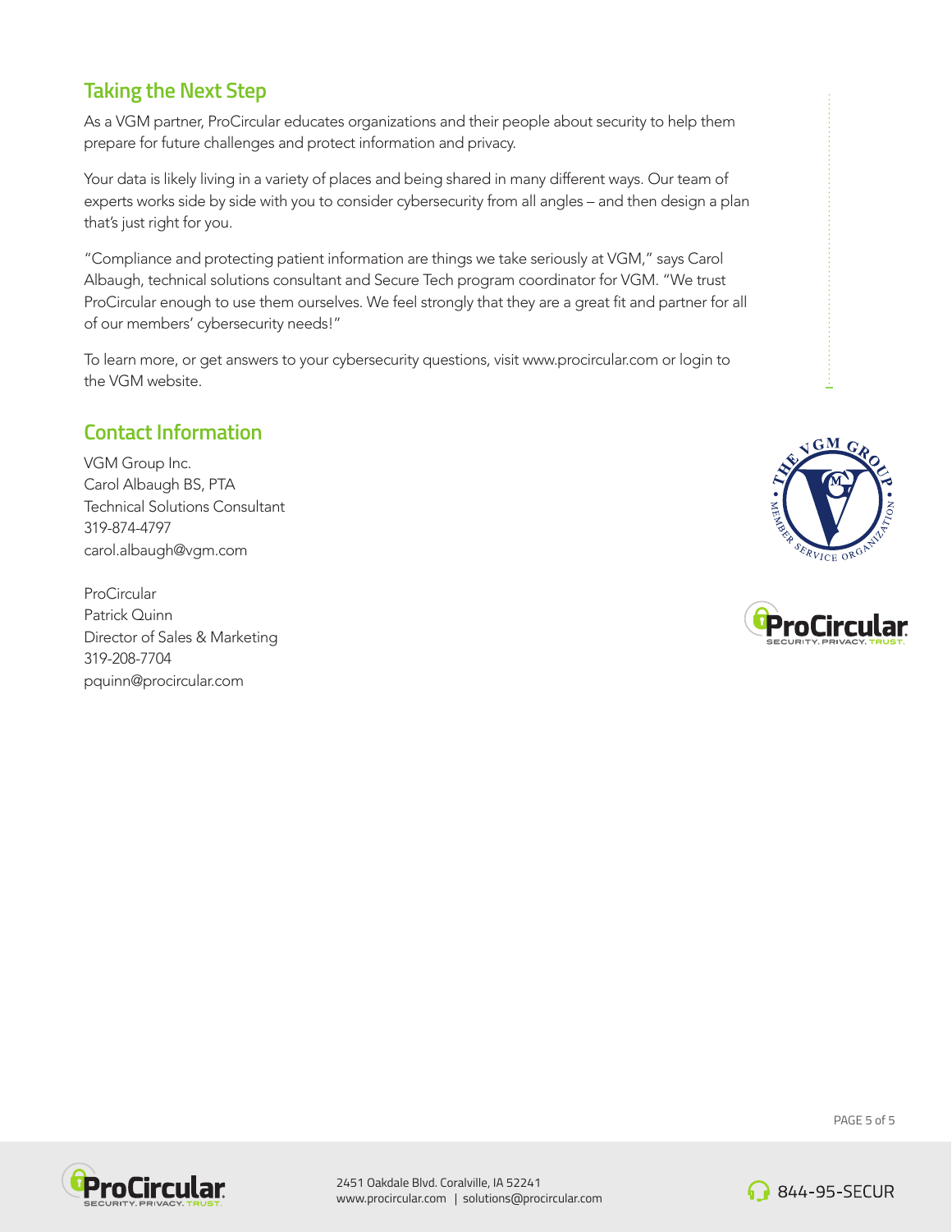## Taking the Next Step

As a VGM partner, ProCircular educates organizations and their people about security to help them prepare for future challenges and protect information and privacy.

Your data is likely living in a variety of places and being shared in many different ways. Our team of experts works side by side with you to consider cybersecurity from all angles – and then design a plan that's just right for you.

"Compliance and protecting patient information are things we take seriously at VGM," says Carol Albaugh, technical solutions consultant and Secure Tech program coordinator for VGM. "We trust ProCircular enough to use them ourselves. We feel strongly that they are a great fit and partner for all of our members' cybersecurity needs!"

To learn more, or get answers to your cybersecurity questions, visit www.procircular.com or login to the VGM website.

## Contact Information

VGM Group Inc.
Carol Albaugh BS, PTA
Technical Solutions Consultant
319-874-4797
carol.albaugh@vgm.com

ProCircular
Patrick Quinn
Director of Sales & Marketing
319-208-7704
pquinn@procircular.com

2451 Oakdale Blvd. Coralville, IA 52241
www.procircular.com | solutions@procircular.com

844-95-SECUR